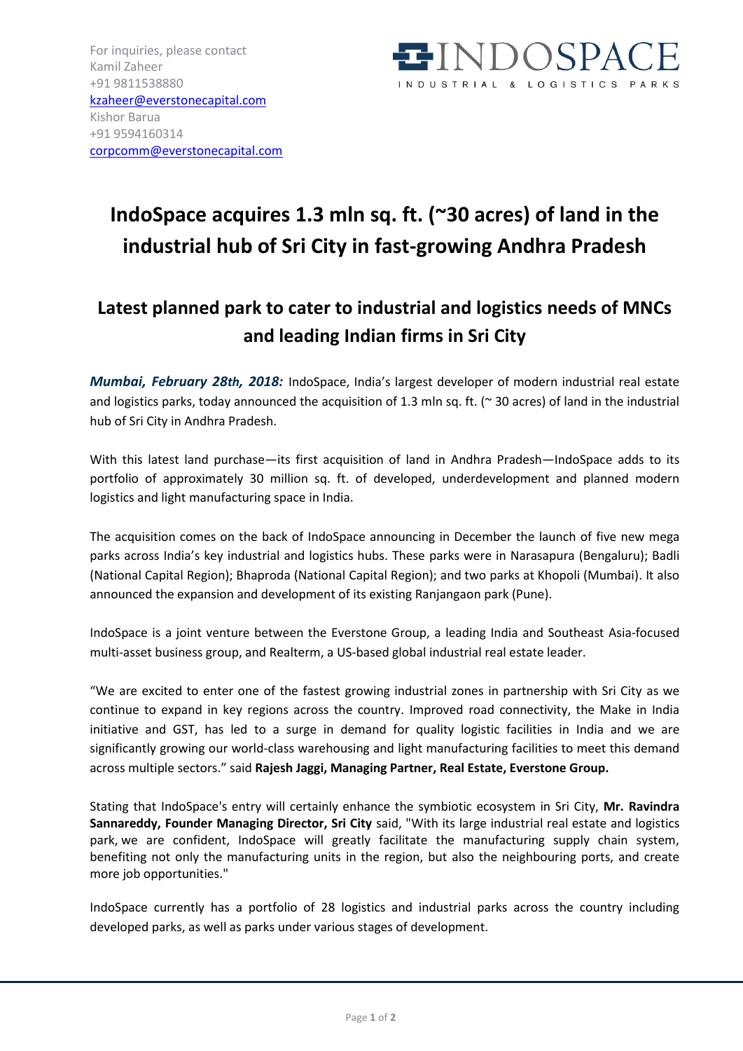For inquiries, please contact
Kamil Zaheer
+91 9811538880
kzaheer@everstonecapital.com
Kishor Barua
+91 9594160314
corpcomm@everstonecapital.com

INDOSPACE
INDUSTRIAL & LOGISTICS PARKS

# IndoSpace acquires 1.3 mln sq. ft. (~30 acres) of land in the industrial hub of Sri City in fast-growing Andhra Pradesh

## Latest planned park to cater to industrial and logistics needs of MNCs and leading Indian firms in Sri City

***Mumbai, February 28th, 2018:*** IndoSpace, India's largest developer of modern industrial real estate and logistics parks, today announced the acquisition of 1.3 mln sq. ft. (~ 30 acres) of land in the industrial hub of Sri City in Andhra Pradesh.

With this latest land purchase—its first acquisition of land in Andhra Pradesh—IndoSpace adds to its portfolio of approximately 30 million sq. ft. of developed, underdevelopment and planned modern logistics and light manufacturing space in India.

The acquisition comes on the back of IndoSpace announcing in December the launch of five new mega parks across India's key industrial and logistics hubs. These parks were in Narasapura (Bengaluru); Badli (National Capital Region); Bhaproda (National Capital Region); and two parks at Khopoli (Mumbai). It also announced the expansion and development of its existing Ranjangaon park (Pune).

IndoSpace is a joint venture between the Everstone Group, a leading India and Southeast Asia-focused multi-asset business group, and Realterm, a US-based global industrial real estate leader.

"We are excited to enter one of the fastest growing industrial zones in partnership with Sri City as we continue to expand in key regions across the country. Improved road connectivity, the Make in India initiative and GST, has led to a surge in demand for quality logistic facilities in India and we are significantly growing our world-class warehousing and light manufacturing facilities to meet this demand across multiple sectors." said **Rajesh Jaggi, Managing Partner, Real Estate, Everstone Group.**

Stating that IndoSpace's entry will certainly enhance the symbiotic ecosystem in Sri City, **Mr. Ravindra Sannareddy, Founder Managing Director, Sri City** said, "With its large industrial real estate and logistics park, we are confident, IndoSpace will greatly facilitate the manufacturing supply chain system, benefiting not only the manufacturing units in the region, but also the neighbouring ports, and create more job opportunities."

IndoSpace currently has a portfolio of 28 logistics and industrial parks across the country including developed parks, as well as parks under various stages of development.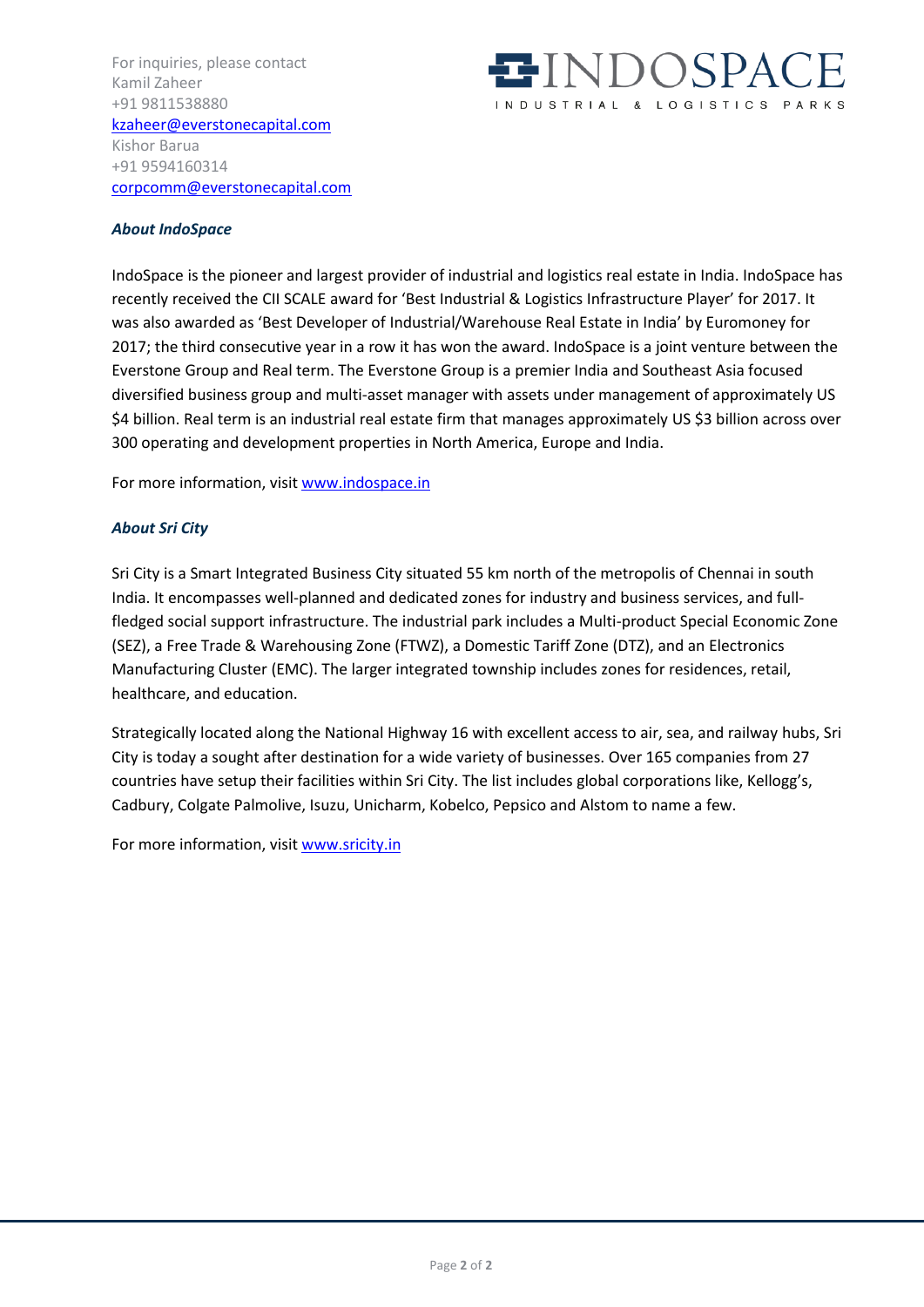For inquiries, please contact
Kamil Zaheer
+91 9811538880
kzaheer@everstonecapital.com
Kishor Barua
+91 9594160314
corpcomm@everstonecapital.com

INDOSPACE
INDUSTRIAL & LOGISTICS PARKS

### *About IndoSpace*

IndoSpace is the pioneer and largest provider of industrial and logistics real estate in India. IndoSpace has recently received the CII SCALE award for 'Best Industrial & Logistics Infrastructure Player' for 2017. It was also awarded as 'Best Developer of Industrial/Warehouse Real Estate in India' by Euromoney for 2017; the third consecutive year in a row it has won the award. IndoSpace is a joint venture between the Everstone Group and Real term. The Everstone Group is a premier India and Southeast Asia focused diversified business group and multi-asset manager with assets under management of approximately US $4 billion. Real term is an industrial real estate firm that manages approximately US $3 billion across over 300 operating and development properties in North America, Europe and India.

For more information, visit www.indospace.in

### *About Sri City*

Sri City is a Smart Integrated Business City situated 55 km north of the metropolis of Chennai in south India. It encompasses well-planned and dedicated zones for industry and business services, and full-fledged social support infrastructure. The industrial park includes a Multi-product Special Economic Zone (SEZ), a Free Trade & Warehousing Zone (FTWZ), a Domestic Tariff Zone (DTZ), and an Electronics Manufacturing Cluster (EMC). The larger integrated township includes zones for residences, retail, healthcare, and education.

Strategically located along the National Highway 16 with excellent access to air, sea, and railway hubs, Sri City is today a sought after destination for a wide variety of businesses. Over 165 companies from 27 countries have setup their facilities within Sri City. The list includes global corporations like, Kellogg's, Cadbury, Colgate Palmolive, Isuzu, Unicharm, Kobelco, Pepsico and Alstom to name a few.

For more information, visit www.sricity.in